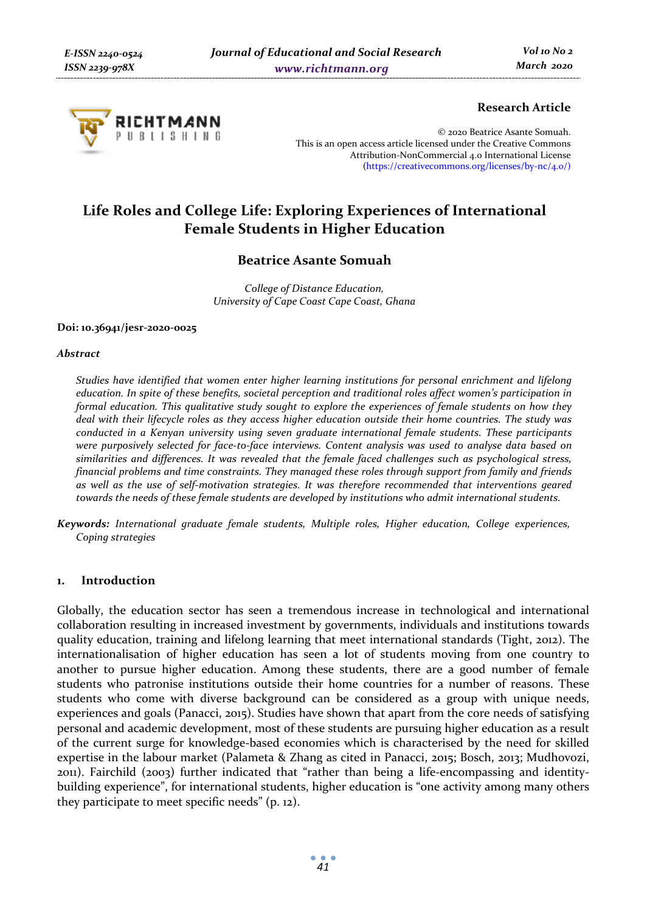**Research Article**

© 2020 Beatrice Asante Somuah.
This is an open access article licensed under the Creative Commons Attribution-NonCommercial 4.0 International License (https://creativecommons.org/licenses/by-nc/4.0/)

# Life Roles and College Life: Exploring Experiences of International Female Students in Higher Education

**Beatrice Asante Somuah**

*College of Distance Education,*
*University of Cape Coast Cape Coast, Ghana*

**Doi: 10.36941/jesr-2020-0025**

***Abstract***

*Studies have identified that women enter higher learning institutions for personal enrichment and lifelong education. In spite of these benefits, societal perception and traditional roles affect women's participation in formal education. This qualitative study sought to explore the experiences of female students on how they deal with their lifecycle roles as they access higher education outside their home countries. The study was conducted in a Kenyan university using seven graduate international female students. These participants were purposively selected for face-to-face interviews. Content analysis was used to analyse data based on similarities and differences. It was revealed that the female faced challenges such as psychological stress, financial problems and time constraints. They managed these roles through support from family and friends as well as the use of self-motivation strategies. It was therefore recommended that interventions geared towards the needs of these female students are developed by institutions who admit international students.*

***Keywords:*** *International graduate female students, Multiple roles, Higher education, College experiences, Coping strategies*

## 1. Introduction

Globally, the education sector has seen a tremendous increase in technological and international collaboration resulting in increased investment by governments, individuals and institutions towards quality education, training and lifelong learning that meet international standards (Tight, 2012). The internationalisation of higher education has seen a lot of students moving from one country to another to pursue higher education. Among these students, there are a good number of female students who patronise institutions outside their home countries for a number of reasons. These students who come with diverse background can be considered as a group with unique needs, experiences and goals (Panacci, 2015). Studies have shown that apart from the core needs of satisfying personal and academic development, most of these students are pursuing higher education as a result of the current surge for knowledge-based economies which is characterised by the need for skilled expertise in the labour market (Palameta & Zhang as cited in Panacci, 2015; Bosch, 2013; Mudhovozi, 2011). Fairchild (2003) further indicated that "rather than being a life-encompassing and identity-building experience", for international students, higher education is "one activity among many others they participate to meet specific needs" (p. 12).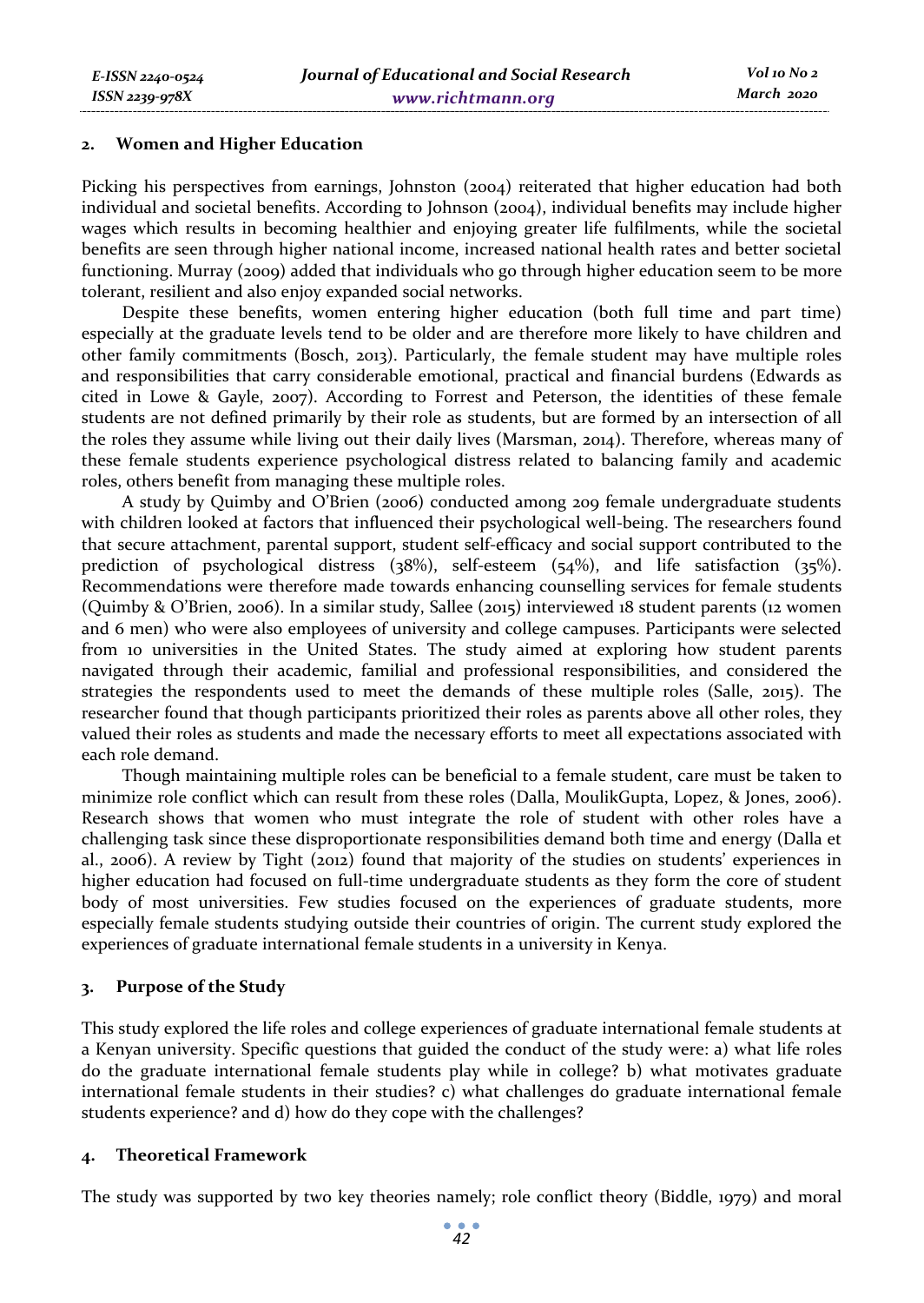## 2. Women and Higher Education

Picking his perspectives from earnings, Johnston (2004) reiterated that higher education had both individual and societal benefits. According to Johnson (2004), individual benefits may include higher wages which results in becoming healthier and enjoying greater life fulfilments, while the societal benefits are seen through higher national income, increased national health rates and better societal functioning. Murray (2009) added that individuals who go through higher education seem to be more tolerant, resilient and also enjoy expanded social networks.

Despite these benefits, women entering higher education (both full time and part time) especially at the graduate levels tend to be older and are therefore more likely to have children and other family commitments (Bosch, 2013). Particularly, the female student may have multiple roles and responsibilities that carry considerable emotional, practical and financial burdens (Edwards as cited in Lowe & Gayle, 2007). According to Forrest and Peterson, the identities of these female students are not defined primarily by their role as students, but are formed by an intersection of all the roles they assume while living out their daily lives (Marsman, 2014). Therefore, whereas many of these female students experience psychological distress related to balancing family and academic roles, others benefit from managing these multiple roles.

A study by Quimby and O'Brien (2006) conducted among 209 female undergraduate students with children looked at factors that influenced their psychological well-being. The researchers found that secure attachment, parental support, student self-efficacy and social support contributed to the prediction of psychological distress (38%), self-esteem (54%), and life satisfaction (35%). Recommendations were therefore made towards enhancing counselling services for female students (Quimby & O'Brien, 2006). In a similar study, Sallee (2015) interviewed 18 student parents (12 women and 6 men) who were also employees of university and college campuses. Participants were selected from 10 universities in the United States. The study aimed at exploring how student parents navigated through their academic, familial and professional responsibilities, and considered the strategies the respondents used to meet the demands of these multiple roles (Salle, 2015). The researcher found that though participants prioritized their roles as parents above all other roles, they valued their roles as students and made the necessary efforts to meet all expectations associated with each role demand.

Though maintaining multiple roles can be beneficial to a female student, care must be taken to minimize role conflict which can result from these roles (Dalla, MoulikGupta, Lopez, & Jones, 2006). Research shows that women who must integrate the role of student with other roles have a challenging task since these disproportionate responsibilities demand both time and energy (Dalla et al., 2006). A review by Tight (2012) found that majority of the studies on students' experiences in higher education had focused on full-time undergraduate students as they form the core of student body of most universities. Few studies focused on the experiences of graduate students, more especially female students studying outside their countries of origin. The current study explored the experiences of graduate international female students in a university in Kenya.

## 3. Purpose of the Study

This study explored the life roles and college experiences of graduate international female students at a Kenyan university. Specific questions that guided the conduct of the study were: a) what life roles do the graduate international female students play while in college? b) what motivates graduate international female students in their studies? c) what challenges do graduate international female students experience? and d) how do they cope with the challenges?

## 4. Theoretical Framework

The study was supported by two key theories namely; role conflict theory (Biddle, 1979) and moral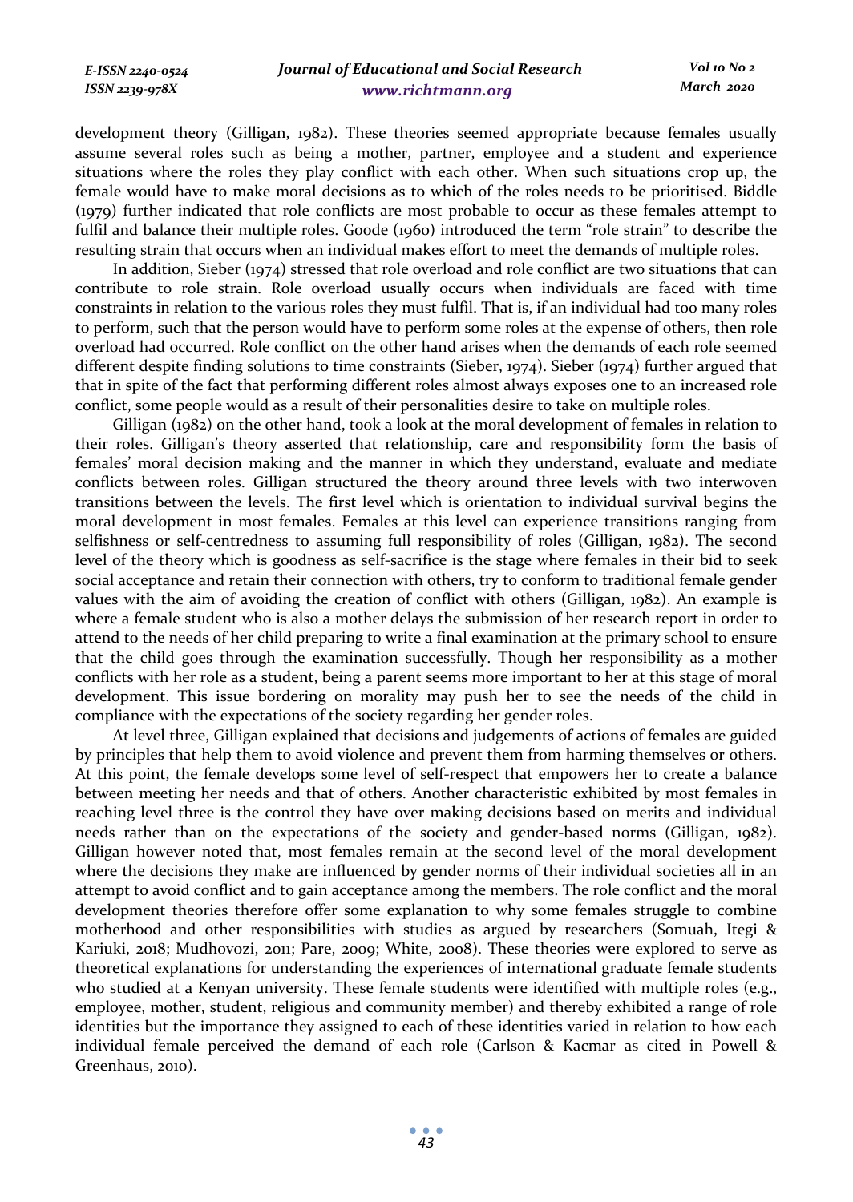development theory (Gilligan, 1982). These theories seemed appropriate because females usually assume several roles such as being a mother, partner, employee and a student and experience situations where the roles they play conflict with each other. When such situations crop up, the female would have to make moral decisions as to which of the roles needs to be prioritised. Biddle (1979) further indicated that role conflicts are most probable to occur as these females attempt to fulfil and balance their multiple roles. Goode (1960) introduced the term "role strain" to describe the resulting strain that occurs when an individual makes effort to meet the demands of multiple roles.

In addition, Sieber (1974) stressed that role overload and role conflict are two situations that can contribute to role strain. Role overload usually occurs when individuals are faced with time constraints in relation to the various roles they must fulfil. That is, if an individual had too many roles to perform, such that the person would have to perform some roles at the expense of others, then role overload had occurred. Role conflict on the other hand arises when the demands of each role seemed different despite finding solutions to time constraints (Sieber, 1974). Sieber (1974) further argued that that in spite of the fact that performing different roles almost always exposes one to an increased role conflict, some people would as a result of their personalities desire to take on multiple roles.

Gilligan (1982) on the other hand, took a look at the moral development of females in relation to their roles. Gilligan's theory asserted that relationship, care and responsibility form the basis of females' moral decision making and the manner in which they understand, evaluate and mediate conflicts between roles. Gilligan structured the theory around three levels with two interwoven transitions between the levels. The first level which is orientation to individual survival begins the moral development in most females. Females at this level can experience transitions ranging from selfishness or self-centredness to assuming full responsibility of roles (Gilligan, 1982). The second level of the theory which is goodness as self-sacrifice is the stage where females in their bid to seek social acceptance and retain their connection with others, try to conform to traditional female gender values with the aim of avoiding the creation of conflict with others (Gilligan, 1982). An example is where a female student who is also a mother delays the submission of her research report in order to attend to the needs of her child preparing to write a final examination at the primary school to ensure that the child goes through the examination successfully. Though her responsibility as a mother conflicts with her role as a student, being a parent seems more important to her at this stage of moral development. This issue bordering on morality may push her to see the needs of the child in compliance with the expectations of the society regarding her gender roles.

At level three, Gilligan explained that decisions and judgements of actions of females are guided by principles that help them to avoid violence and prevent them from harming themselves or others. At this point, the female develops some level of self-respect that empowers her to create a balance between meeting her needs and that of others. Another characteristic exhibited by most females in reaching level three is the control they have over making decisions based on merits and individual needs rather than on the expectations of the society and gender-based norms (Gilligan, 1982). Gilligan however noted that, most females remain at the second level of the moral development where the decisions they make are influenced by gender norms of their individual societies all in an attempt to avoid conflict and to gain acceptance among the members. The role conflict and the moral development theories therefore offer some explanation to why some females struggle to combine motherhood and other responsibilities with studies as argued by researchers (Somuah, Itegi & Kariuki, 2018; Mudhovozi, 2011; Pare, 2009; White, 2008). These theories were explored to serve as theoretical explanations for understanding the experiences of international graduate female students who studied at a Kenyan university. These female students were identified with multiple roles (e.g., employee, mother, student, religious and community member) and thereby exhibited a range of role identities but the importance they assigned to each of these identities varied in relation to how each individual female perceived the demand of each role (Carlson & Kacmar as cited in Powell & Greenhaus, 2010).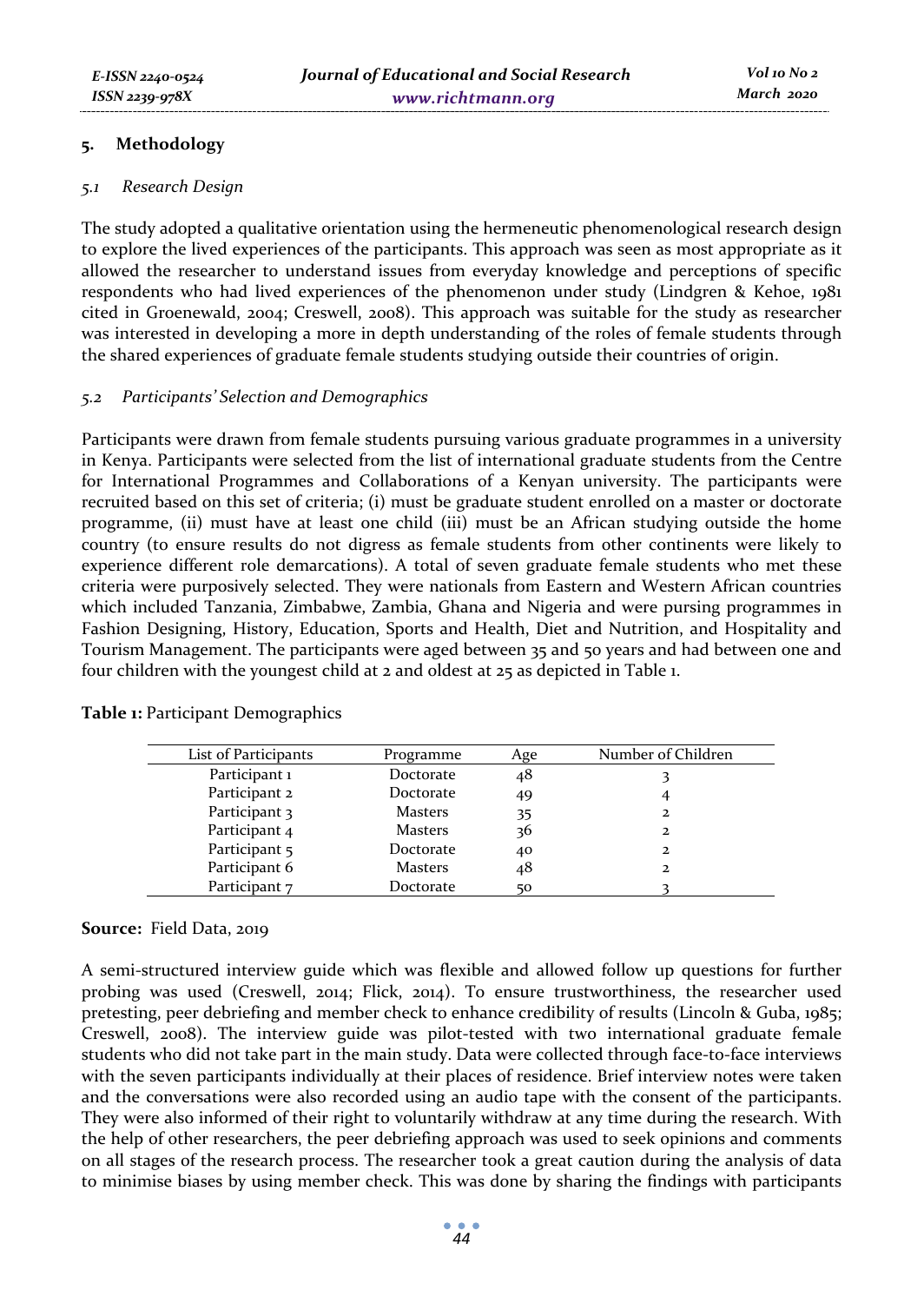## 5. Methodology

### *5.1 Research Design*

The study adopted a qualitative orientation using the hermeneutic phenomenological research design to explore the lived experiences of the participants. This approach was seen as most appropriate as it allowed the researcher to understand issues from everyday knowledge and perceptions of specific respondents who had lived experiences of the phenomenon under study (Lindgren & Kehoe, 1981 cited in Groenewald, 2004; Creswell, 2008). This approach was suitable for the study as researcher was interested in developing a more in depth understanding of the roles of female students through the shared experiences of graduate female students studying outside their countries of origin.

### *5.2 Participants' Selection and Demographics*

Participants were drawn from female students pursuing various graduate programmes in a university in Kenya. Participants were selected from the list of international graduate students from the Centre for International Programmes and Collaborations of a Kenyan university. The participants were recruited based on this set of criteria; (i) must be graduate student enrolled on a master or doctorate programme, (ii) must have at least one child (iii) must be an African studying outside the home country (to ensure results do not digress as female students from other continents were likely to experience different role demarcations). A total of seven graduate female students who met these criteria were purposively selected. They were nationals from Eastern and Western African countries which included Tanzania, Zimbabwe, Zambia, Ghana and Nigeria and were pursing programmes in Fashion Designing, History, Education, Sports and Health, Diet and Nutrition, and Hospitality and Tourism Management. The participants were aged between 35 and 50 years and had between one and four children with the youngest child at 2 and oldest at 25 as depicted in Table 1.

**Table 1:** Participant Demographics

| List of Participants | Programme | Age | Number of Children |
|---|---|---|---|
| Participant 1 | Doctorate | 48 | 3 |
| Participant 2 | Doctorate | 49 | 4 |
| Participant 3 | Masters | 35 | 2 |
| Participant 4 | Masters | 36 | 2 |
| Participant 5 | Doctorate | 40 | 2 |
| Participant 6 | Masters | 48 | 2 |
| Participant 7 | Doctorate | 50 | 3 |

**Source:** Field Data, 2019

A semi-structured interview guide which was flexible and allowed follow up questions for further probing was used (Creswell, 2014; Flick, 2014). To ensure trustworthiness, the researcher used pretesting, peer debriefing and member check to enhance credibility of results (Lincoln & Guba, 1985; Creswell, 2008). The interview guide was pilot-tested with two international graduate female students who did not take part in the main study. Data were collected through face-to-face interviews with the seven participants individually at their places of residence. Brief interview notes were taken and the conversations were also recorded using an audio tape with the consent of the participants. They were also informed of their right to voluntarily withdraw at any time during the research. With the help of other researchers, the peer debriefing approach was used to seek opinions and comments on all stages of the research process. The researcher took a great caution during the analysis of data to minimise biases by using member check. This was done by sharing the findings with participants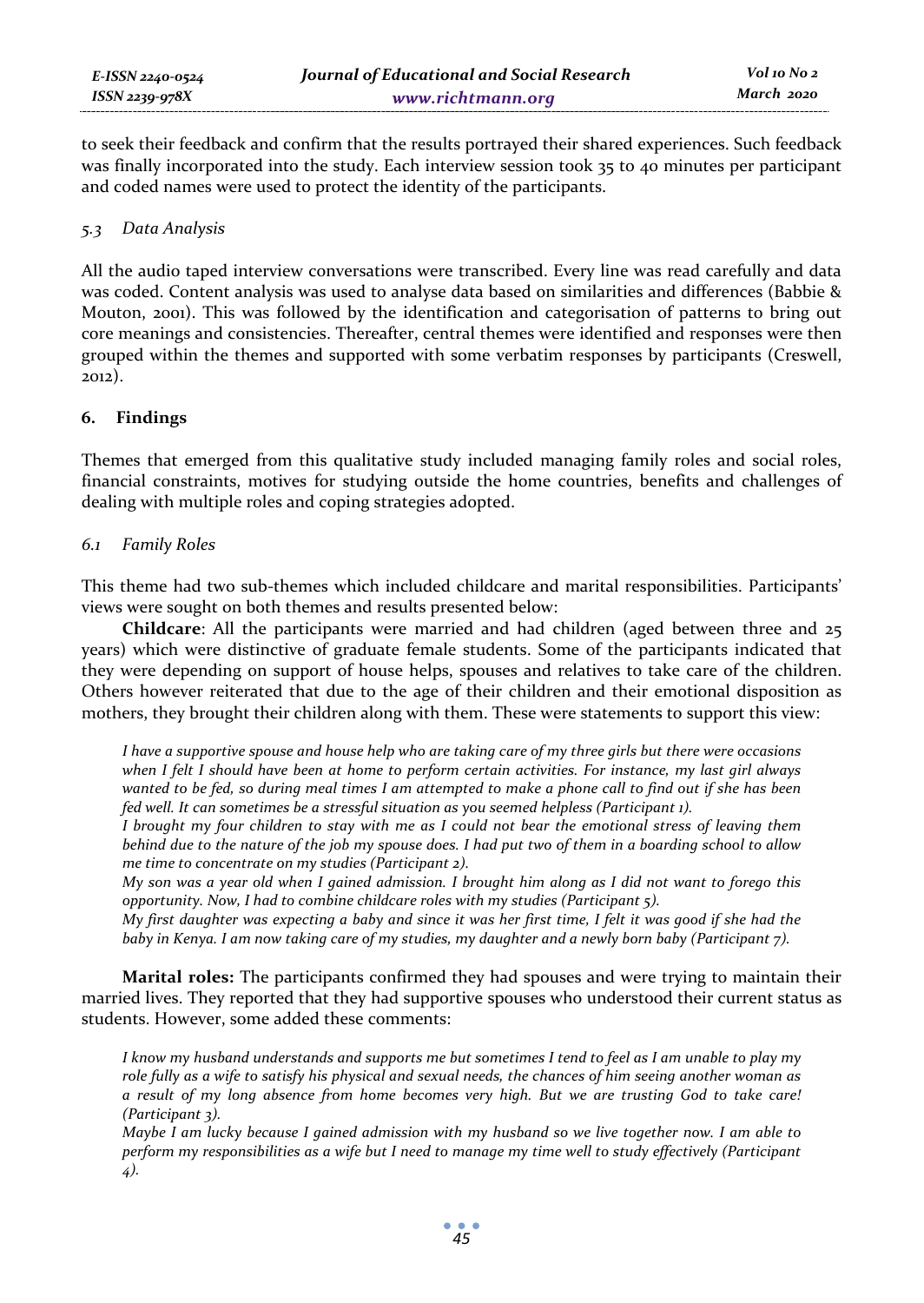to seek their feedback and confirm that the results portrayed their shared experiences. Such feedback was finally incorporated into the study. Each interview session took 35 to 40 minutes per participant and coded names were used to protect the identity of the participants.

### *5.3 Data Analysis*

All the audio taped interview conversations were transcribed. Every line was read carefully and data was coded. Content analysis was used to analyse data based on similarities and differences (Babbie & Mouton, 2001). This was followed by the identification and categorisation of patterns to bring out core meanings and consistencies. Thereafter, central themes were identified and responses were then grouped within the themes and supported with some verbatim responses by participants (Creswell, 2012).

## 6. Findings

Themes that emerged from this qualitative study included managing family roles and social roles, financial constraints, motives for studying outside the home countries, benefits and challenges of dealing with multiple roles and coping strategies adopted.

### *6.1 Family Roles*

This theme had two sub-themes which included childcare and marital responsibilities. Participants' views were sought on both themes and results presented below:

**Childcare**: All the participants were married and had children (aged between three and 25 years) which were distinctive of graduate female students. Some of the participants indicated that they were depending on support of house helps, spouses and relatives to take care of the children. Others however reiterated that due to the age of their children and their emotional disposition as mothers, they brought their children along with them. These were statements to support this view:

> *I have a supportive spouse and house help who are taking care of my three girls but there were occasions when I felt I should have been at home to perform certain activities. For instance, my last girl always wanted to be fed, so during meal times I am attempted to make a phone call to find out if she has been fed well. It can sometimes be a stressful situation as you seemed helpless (Participant 1).*
>
> *I brought my four children to stay with me as I could not bear the emotional stress of leaving them behind due to the nature of the job my spouse does. I had put two of them in a boarding school to allow me time to concentrate on my studies (Participant 2).*
>
> *My son was a year old when I gained admission. I brought him along as I did not want to forego this opportunity. Now, I had to combine childcare roles with my studies (Participant 5).*
>
> *My first daughter was expecting a baby and since it was her first time, I felt it was good if she had the baby in Kenya. I am now taking care of my studies, my daughter and a newly born baby (Participant 7).*

**Marital roles:** The participants confirmed they had spouses and were trying to maintain their married lives. They reported that they had supportive spouses who understood their current status as students. However, some added these comments:

> *I know my husband understands and supports me but sometimes I tend to feel as I am unable to play my role fully as a wife to satisfy his physical and sexual needs, the chances of him seeing another woman as a result of my long absence from home becomes very high. But we are trusting God to take care! (Participant 3).*
>
> *Maybe I am lucky because I gained admission with my husband so we live together now. I am able to perform my responsibilities as a wife but I need to manage my time well to study effectively (Participant 4).*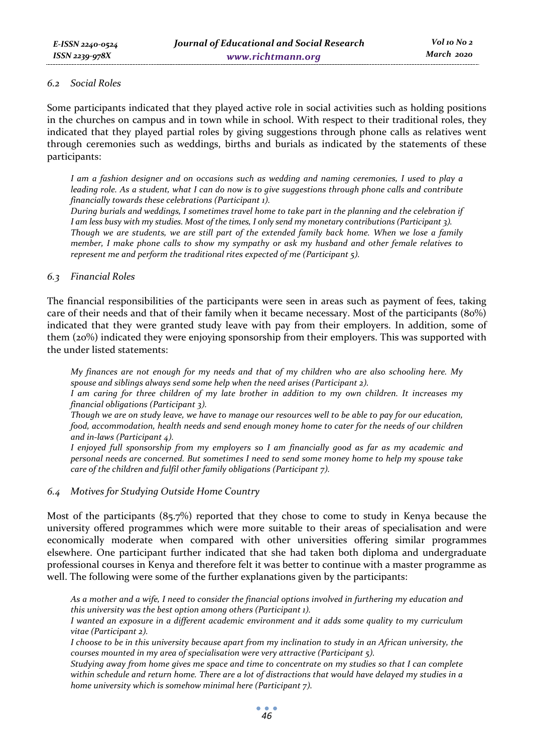### 6.2 Social Roles

Some participants indicated that they played active role in social activities such as holding positions in the churches on campus and in town while in school. With respect to their traditional roles, they indicated that they played partial roles by giving suggestions through phone calls as relatives went through ceremonies such as weddings, births and burials as indicated by the statements of these participants:

> *I am a fashion designer and on occasions such as wedding and naming ceremonies, I used to play a leading role. As a student, what I can do now is to give suggestions through phone calls and contribute financially towards these celebrations (Participant 1).*
>
> *During burials and weddings, I sometimes travel home to take part in the planning and the celebration if I am less busy with my studies. Most of the times, I only send my monetary contributions (Participant 3).*
>
> *Though we are students, we are still part of the extended family back home. When we lose a family member, I make phone calls to show my sympathy or ask my husband and other female relatives to represent me and perform the traditional rites expected of me (Participant 5).*

### 6.3 Financial Roles

The financial responsibilities of the participants were seen in areas such as payment of fees, taking care of their needs and that of their family when it became necessary. Most of the participants (80%) indicated that they were granted study leave with pay from their employers. In addition, some of them (20%) indicated they were enjoying sponsorship from their employers. This was supported with the under listed statements:

> *My finances are not enough for my needs and that of my children who are also schooling here. My spouse and siblings always send some help when the need arises (Participant 2).*
>
> *I am caring for three children of my late brother in addition to my own children. It increases my financial obligations (Participant 3).*
>
> *Though we are on study leave, we have to manage our resources well to be able to pay for our education, food, accommodation, health needs and send enough money home to cater for the needs of our children and in-laws (Participant 4).*
>
> *I enjoyed full sponsorship from my employers so I am financially good as far as my academic and personal needs are concerned. But sometimes I need to send some money home to help my spouse take care of the children and fulfil other family obligations (Participant 7).*

### 6.4 Motives for Studying Outside Home Country

Most of the participants (85.7%) reported that they chose to come to study in Kenya because the university offered programmes which were more suitable to their areas of specialisation and were economically moderate when compared with other universities offering similar programmes elsewhere. One participant further indicated that she had taken both diploma and undergraduate professional courses in Kenya and therefore felt it was better to continue with a master programme as well. The following were some of the further explanations given by the participants:

> *As a mother and a wife, I need to consider the financial options involved in furthering my education and this university was the best option among others (Participant 1).*
>
> *I wanted an exposure in a different academic environment and it adds some quality to my curriculum vitae (Participant 2).*
>
> *I choose to be in this university because apart from my inclination to study in an African university, the courses mounted in my area of specialisation were very attractive (Participant 5).*
>
> *Studying away from home gives me space and time to concentrate on my studies so that I can complete within schedule and return home. There are a lot of distractions that would have delayed my studies in a home university which is somehow minimal here (Participant 7).*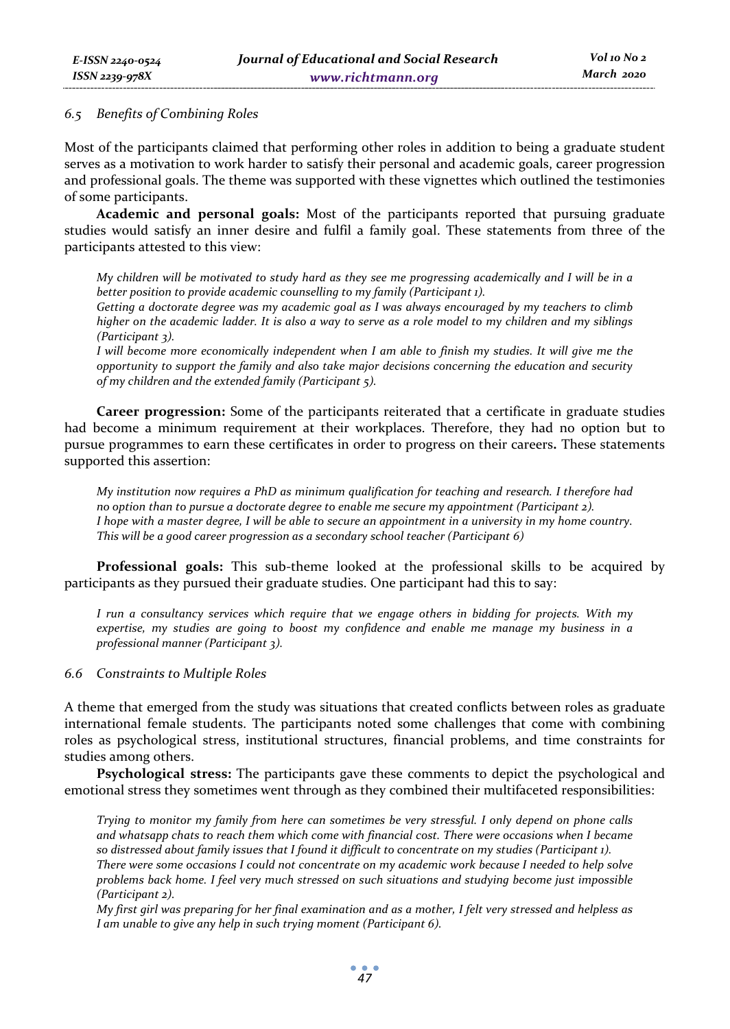### 6.5 *Benefits of Combining Roles*

Most of the participants claimed that performing other roles in addition to being a graduate student serves as a motivation to work harder to satisfy their personal and academic goals, career progression and professional goals. The theme was supported with these vignettes which outlined the testimonies of some participants.

**Academic and personal goals:** Most of the participants reported that pursuing graduate studies would satisfy an inner desire and fulfil a family goal. These statements from three of the participants attested to this view:

> *My children will be motivated to study hard as they see me progressing academically and I will be in a better position to provide academic counselling to my family (Participant 1).*
> *Getting a doctorate degree was my academic goal as I was always encouraged by my teachers to climb higher on the academic ladder. It is also a way to serve as a role model to my children and my siblings (Participant 3).*
> *I will become more economically independent when I am able to finish my studies. It will give me the opportunity to support the family and also take major decisions concerning the education and security of my children and the extended family (Participant 5).*

**Career progression:** Some of the participants reiterated that a certificate in graduate studies had become a minimum requirement at their workplaces. Therefore, they had no option but to pursue programmes to earn these certificates in order to progress on their careers**.** These statements supported this assertion:

> *My institution now requires a PhD as minimum qualification for teaching and research. I therefore had no option than to pursue a doctorate degree to enable me secure my appointment (Participant 2).*
> *I hope with a master degree, I will be able to secure an appointment in a university in my home country. This will be a good career progression as a secondary school teacher (Participant 6)*

**Professional goals:** This sub-theme looked at the professional skills to be acquired by participants as they pursued their graduate studies. One participant had this to say:

> *I run a consultancy services which require that we engage others in bidding for projects. With my expertise, my studies are going to boost my confidence and enable me manage my business in a professional manner (Participant 3).*

### 6.6 *Constraints to Multiple Roles*

A theme that emerged from the study was situations that created conflicts between roles as graduate international female students. The participants noted some challenges that come with combining roles as psychological stress, institutional structures, financial problems, and time constraints for studies among others.

**Psychological stress:** The participants gave these comments to depict the psychological and emotional stress they sometimes went through as they combined their multifaceted responsibilities:

> *Trying to monitor my family from here can sometimes be very stressful. I only depend on phone calls and whatsapp chats to reach them which come with financial cost. There were occasions when I became so distressed about family issues that I found it difficult to concentrate on my studies (Participant 1).*
> *There were some occasions I could not concentrate on my academic work because I needed to help solve problems back home. I feel very much stressed on such situations and studying become just impossible (Participant 2).*
> *My first girl was preparing for her final examination and as a mother, I felt very stressed and helpless as I am unable to give any help in such trying moment (Participant 6).*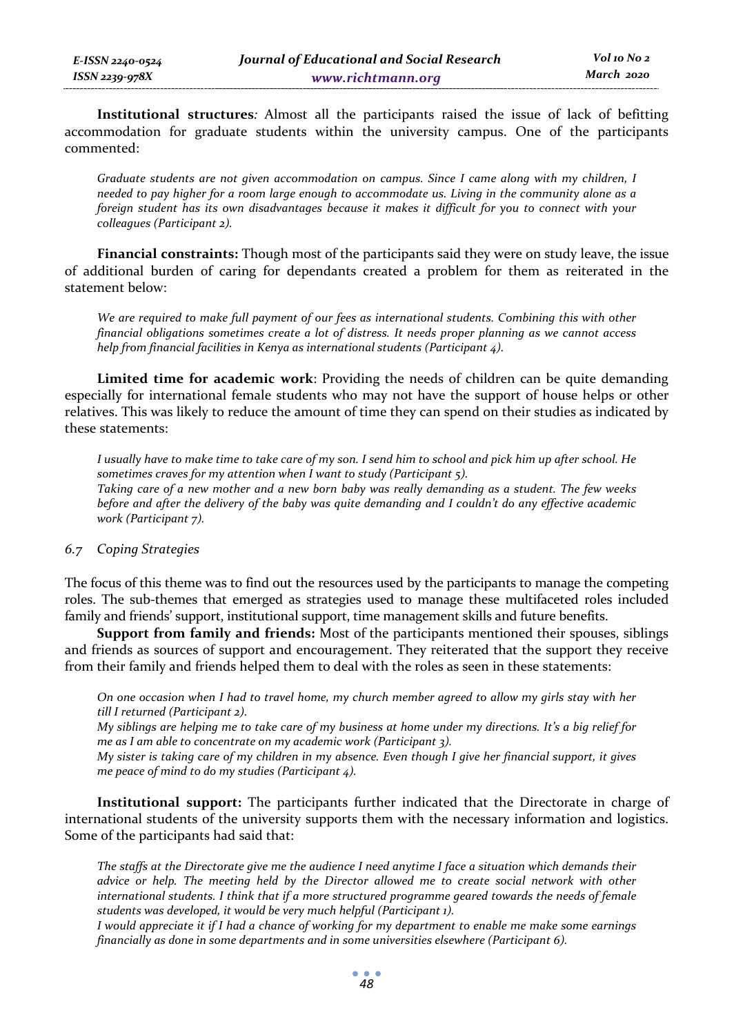**Institutional structures***:* Almost all the participants raised the issue of lack of befitting accommodation for graduate students within the university campus. One of the participants commented:

> *Graduate students are not given accommodation on campus. Since I came along with my children, I needed to pay higher for a room large enough to accommodate us. Living in the community alone as a foreign student has its own disadvantages because it makes it difficult for you to connect with your colleagues (Participant 2).*

**Financial constraints:** Though most of the participants said they were on study leave, the issue of additional burden of caring for dependants created a problem for them as reiterated in the statement below:

> *We are required to make full payment of our fees as international students. Combining this with other financial obligations sometimes create a lot of distress. It needs proper planning as we cannot access help from financial facilities in Kenya as international students (Participant 4).*

**Limited time for academic work**: Providing the needs of children can be quite demanding especially for international female students who may not have the support of house helps or other relatives. This was likely to reduce the amount of time they can spend on their studies as indicated by these statements:

> *I usually have to make time to take care of my son. I send him to school and pick him up after school. He sometimes craves for my attention when I want to study (Participant 5).*
> *Taking care of a new mother and a new born baby was really demanding as a student. The few weeks before and after the delivery of the baby was quite demanding and I couldn't do any effective academic work (Participant 7).*

### *6.7 Coping Strategies*

The focus of this theme was to find out the resources used by the participants to manage the competing roles. The sub-themes that emerged as strategies used to manage these multifaceted roles included family and friends' support, institutional support, time management skills and future benefits.

**Support from family and friends:** Most of the participants mentioned their spouses, siblings and friends as sources of support and encouragement. They reiterated that the support they receive from their family and friends helped them to deal with the roles as seen in these statements:

> *On one occasion when I had to travel home, my church member agreed to allow my girls stay with her till I returned (Participant 2).*
> *My siblings are helping me to take care of my business at home under my directions. It's a big relief for me as I am able to concentrate on my academic work (Participant 3).*
> *My sister is taking care of my children in my absence. Even though I give her financial support, it gives me peace of mind to do my studies (Participant 4).*

**Institutional support:** The participants further indicated that the Directorate in charge of international students of the university supports them with the necessary information and logistics. Some of the participants had said that:

> *The staffs at the Directorate give me the audience I need anytime I face a situation which demands their advice or help. The meeting held by the Director allowed me to create social network with other international students. I think that if a more structured programme geared towards the needs of female students was developed, it would be very much helpful (Participant 1).*
> *I would appreciate it if I had a chance of working for my department to enable me make some earnings financially as done in some departments and in some universities elsewhere (Participant 6).*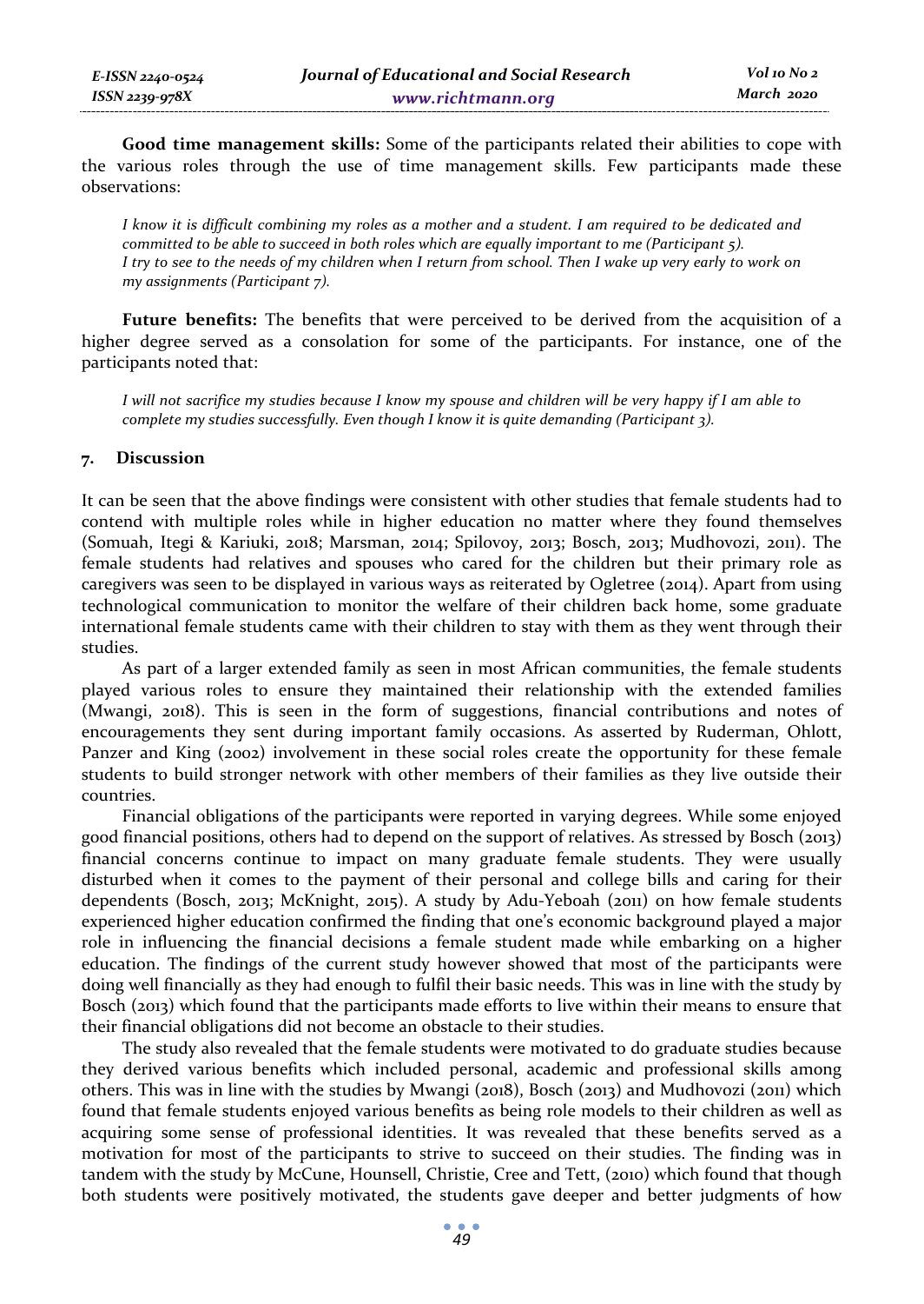**Good time management skills:** Some of the participants related their abilities to cope with the various roles through the use of time management skills. Few participants made these observations:

> *I know it is difficult combining my roles as a mother and a student. I am required to be dedicated and committed to be able to succeed in both roles which are equally important to me (Participant 5).*
> *I try to see to the needs of my children when I return from school. Then I wake up very early to work on my assignments (Participant 7).*

**Future benefits:** The benefits that were perceived to be derived from the acquisition of a higher degree served as a consolation for some of the participants. For instance, one of the participants noted that:

> *I will not sacrifice my studies because I know my spouse and children will be very happy if I am able to complete my studies successfully. Even though I know it is quite demanding (Participant 3).*

## 7. Discussion

It can be seen that the above findings were consistent with other studies that female students had to contend with multiple roles while in higher education no matter where they found themselves (Somuah, Itegi & Kariuki, 2018; Marsman, 2014; Spilovoy, 2013; Bosch, 2013; Mudhovozi, 2011). The female students had relatives and spouses who cared for the children but their primary role as caregivers was seen to be displayed in various ways as reiterated by Ogletree (2014). Apart from using technological communication to monitor the welfare of their children back home, some graduate international female students came with their children to stay with them as they went through their studies.

As part of a larger extended family as seen in most African communities, the female students played various roles to ensure they maintained their relationship with the extended families (Mwangi, 2018). This is seen in the form of suggestions, financial contributions and notes of encouragements they sent during important family occasions. As asserted by Ruderman, Ohlott, Panzer and King (2002) involvement in these social roles create the opportunity for these female students to build stronger network with other members of their families as they live outside their countries.

Financial obligations of the participants were reported in varying degrees. While some enjoyed good financial positions, others had to depend on the support of relatives. As stressed by Bosch (2013) financial concerns continue to impact on many graduate female students. They were usually disturbed when it comes to the payment of their personal and college bills and caring for their dependents (Bosch, 2013; McKnight, 2015). A study by Adu-Yeboah (2011) on how female students experienced higher education confirmed the finding that one's economic background played a major role in influencing the financial decisions a female student made while embarking on a higher education. The findings of the current study however showed that most of the participants were doing well financially as they had enough to fulfil their basic needs. This was in line with the study by Bosch (2013) which found that the participants made efforts to live within their means to ensure that their financial obligations did not become an obstacle to their studies.

The study also revealed that the female students were motivated to do graduate studies because they derived various benefits which included personal, academic and professional skills among others. This was in line with the studies by Mwangi (2018), Bosch (2013) and Mudhovozi (2011) which found that female students enjoyed various benefits as being role models to their children as well as acquiring some sense of professional identities. It was revealed that these benefits served as a motivation for most of the participants to strive to succeed on their studies. The finding was in tandem with the study by McCune, Hounsell, Christie, Cree and Tett, (2010) which found that though both students were positively motivated, the students gave deeper and better judgments of how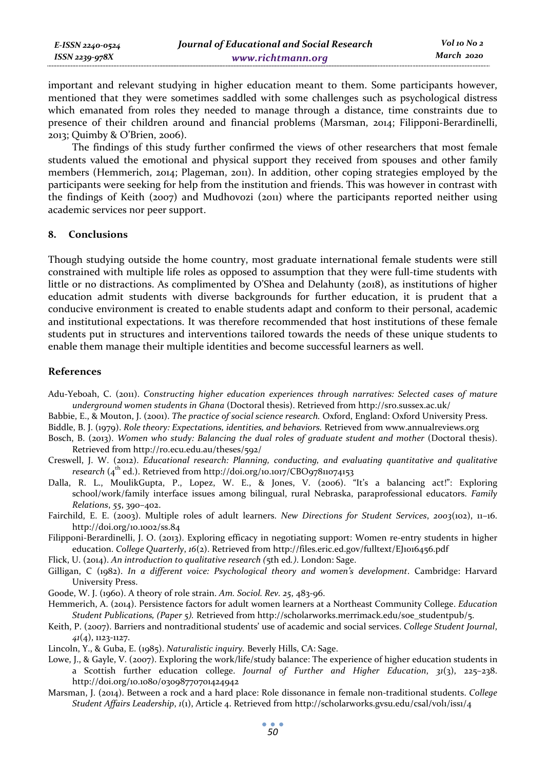important and relevant studying in higher education meant to them. Some participants however, mentioned that they were sometimes saddled with some challenges such as psychological distress which emanated from roles they needed to manage through a distance, time constraints due to presence of their children around and financial problems (Marsman, 2014; Filipponi-Berardinelli, 2013; Quimby & O'Brien, 2006).

The findings of this study further confirmed the views of other researchers that most female students valued the emotional and physical support they received from spouses and other family members (Hemmerich, 2014; Plageman, 2011). In addition, other coping strategies employed by the participants were seeking for help from the institution and friends. This was however in contrast with the findings of Keith (2007) and Mudhovozi (2011) where the participants reported neither using academic services nor peer support.

## 8. Conclusions

Though studying outside the home country, most graduate international female students were still constrained with multiple life roles as opposed to assumption that they were full-time students with little or no distractions. As complimented by O'Shea and Delahunty (2018), as institutions of higher education admit students with diverse backgrounds for further education, it is prudent that a conducive environment is created to enable students adapt and conform to their personal, academic and institutional expectations. It was therefore recommended that host institutions of these female students put in structures and interventions tailored towards the needs of these unique students to enable them manage their multiple identities and become successful learners as well.

## References

Adu-Yeboah, C. (2011). *Constructing higher education experiences through narratives: Selected cases of mature underground women students in Ghana* (Doctoral thesis). Retrieved from http://sro.sussex.ac.uk/

Babbie, E., & Mouton, J. (2001). *The practice of social science research.* Oxford, England: Oxford University Press.

Biddle, B. J. (1979). *Role theory: Expectations, identities, and behaviors.* Retrieved from www.annualreviews.org

Bosch, B. (2013). *Women who study: Balancing the dual roles of graduate student and mother* (Doctoral thesis). Retrieved from http://ro.ecu.edu.au/theses/592/

Creswell, J. W. (2012). *Educational research: Planning, conducting, and evaluating quantitative and qualitative research* (4th ed.). Retrieved from http://doi.org/10.1017/CBO9781107415​3

Dalla, R. L., MoulikGupta, P., Lopez, W. E., & Jones, V. (2006). "It's a balancing act!": Exploring school/work/family interface issues among bilingual, rural Nebraska, paraprofessional educators. *Family Relations*, *55*, 390–402.

Fairchild, E. E. (2003). Multiple roles of adult learners. *New Directions for Student Services*, *2003*(102), 11–16. http://doi.org/10.1002/ss.84

Filipponi-Berardinelli, J. O. (2013). Exploring efficacy in negotiating support: Women re-entry students in higher education. *College Quarterly*, *16*(2). Retrieved from http://files.eric.ed.gov/fulltext/EJ1016456.pdf

Flick, U. (2014). *An introduction to qualitative research (*5th ed*.).* London: Sage.

Gilligan, C (1982). *In a different voice: Psychological theory and women's development*. Cambridge: Harvard University Press.

Goode, W. J. (1960). A theory of role strain. *Am. Sociol. Rev. 25*, 483-96.

Hemmerich, A. (2014). Persistence factors for adult women learners at a Northeast Community College. *Education Student Publications, (Paper 5).* Retrieved from http://scholarworks.merrimack.edu/soe_studentpub/5.

Keith, P. (2007). Barriers and nontraditional students' use of academic and social services. *College Student Journal*, *41*(4), 1123-1127.

Lincoln, Y., & Guba, E. (1985). *Naturalistic inquiry.* Beverly Hills, CA: Sage.

Lowe, J., & Gayle, V. (2007). Exploring the work/life/study balance: The experience of higher education students in a Scottish further education college. *Journal of Further and Higher Education*, *31*(3), 225–238. http://doi.org/10.1080/03098770701424942

Marsman, J. (2014). Between a rock and a hard place: Role dissonance in female non-traditional students. *College Student Affairs Leadership*, *1*(1), Article 4. Retrieved from http://scholarworks.gvsu.edu/csal/vol1/iss1/4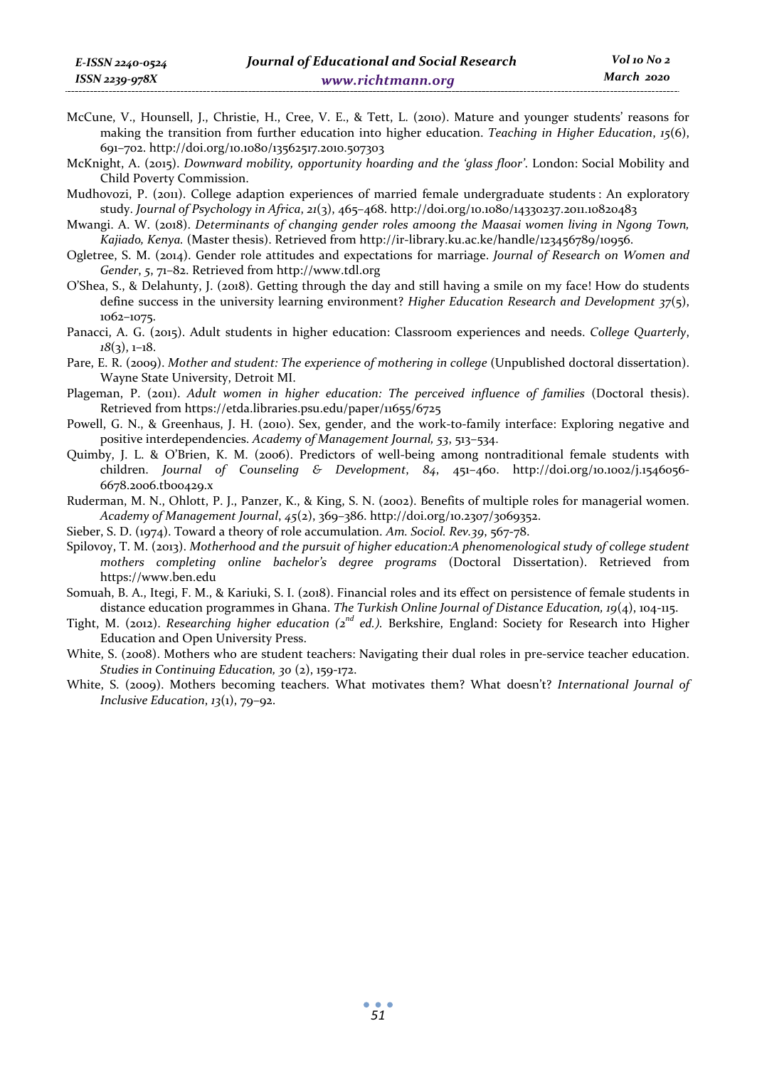McCune, V., Hounsell, J., Christie, H., Cree, V. E., & Tett, L. (2010). Mature and younger students' reasons for making the transition from further education into higher education. *Teaching in Higher Education*, *15*(6), 691–702. http://doi.org/10.1080/13562517.2010.507303

McKnight, A. (2015). *Downward mobility, opportunity hoarding and the 'glass floor'*. London: Social Mobility and Child Poverty Commission.

Mudhovozi, P. (2011). College adaption experiences of married female undergraduate students : An exploratory study. *Journal of Psychology in Africa, 21*(3), 465–468. http://doi.org/10.1080/14330237.2011.10820483

Mwangi. A. W. (2018). *Determinants of changing gender roles amoong the Maasai women living in Ngong Town, Kajiado, Kenya.* (Master thesis). Retrieved from http://ir-library.ku.ac.ke/handle/123456789/10956.

Ogletree, S. M. (2014). Gender role attitudes and expectations for marriage. *Journal of Research on Women and Gender*, *5*, 71–82. Retrieved from http://www.tdl.org

O'Shea, S., & Delahunty, J. (2018). Getting through the day and still having a smile on my face! How do students define success in the university learning environment? *Higher Education Research and Development 37*(5), 1062–1075.

Panacci, A. G. (2015). Adult students in higher education: Classroom experiences and needs. *College Quarterly*, *18*(3), 1–18.

Pare, E. R. (2009). *Mother and student: The experience of mothering in college* (Unpublished doctoral dissertation). Wayne State University, Detroit MI.

Plageman, P. (2011). *Adult women in higher education: The perceived influence of families* (Doctoral thesis). Retrieved from https://etda.libraries.psu.edu/paper/11655/6725

Powell, G. N., & Greenhaus, J. H. (2010). Sex, gender, and the work-to-family interface: Exploring negative and positive interdependencies. *Academy of Management Journal, 53*, 513–534.

Quimby, J. L. & O'Brien, K. M. (2006). Predictors of well-being among nontraditional female students with children. *Journal of Counseling & Development*, *84*, 451–460. http://doi.org/10.1002/j.1546056-6678.2006.tb00429.x

Ruderman, M. N., Ohlott, P. J., Panzer, K., & King, S. N. (2002). Benefits of multiple roles for managerial women. *Academy of Management Journal*, *45*(2), 369–386. http://doi.org/10.2307/3069352.

Sieber, S. D. (1974). Toward a theory of role accumulation. *Am. Sociol. Rev.39*, 567-78.

Spilovoy, T. M. (2013). *Motherhood and the pursuit of higher education:A phenomenological study of college student mothers completing online bachelor's degree programs* (Doctoral Dissertation). Retrieved from https://www.ben.edu

Somuah, B. A., Itegi, F. M., & Kariuki, S. I. (2018). Financial roles and its effect on persistence of female students in distance education programmes in Ghana. *The Turkish Online Journal of Distance Education, 19*(4), 104-115.

Tight, M. (2012). *Researching higher education (2nd ed.).* Berkshire, England: Society for Research into Higher Education and Open University Press.

White, S. (2008). Mothers who are student teachers: Navigating their dual roles in pre-service teacher education. *Studies in Continuing Education, 30* (2), 159-172.

White, S. (2009). Mothers becoming teachers. What motivates them? What doesn't? *International Journal of Inclusive Education*, *13*(1), 79–92.